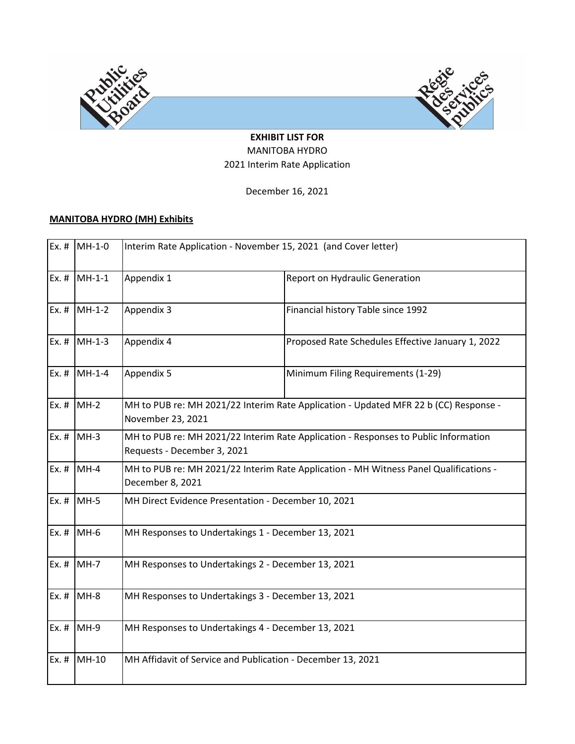Public Utilities Board — Régie des services publics

**EXHIBIT LIST FOR**

MANITOBA HYDRO

2021 Interim Rate Application

December 16, 2021

**MANITOBA HYDRO (MH) Exhibits**

| | | | |
|---|---|---|---|
| Ex. # | MH-1-0 | Interim Rate Application - November 15, 2021 (and Cover letter) | |
| Ex. # | MH-1-1 | Appendix 1 | Report on Hydraulic Generation |
| Ex. # | MH-1-2 | Appendix 3 | Financial history Table since 1992 |
| Ex. # | MH-1-3 | Appendix 4 | Proposed Rate Schedules Effective January 1, 2022 |
| Ex. # | MH-1-4 | Appendix 5 | Minimum Filing Requirements (1-29) |
| Ex. # | MH-2 | MH to PUB re: MH 2021/22 Interim Rate Application - Updated MFR 22 b (CC) Response - November 23, 2021 | |
| Ex. # | MH-3 | MH to PUB re: MH 2021/22 Interim Rate Application - Responses to Public Information Requests - December 3, 2021 | |
| Ex. # | MH-4 | MH to PUB re: MH 2021/22 Interim Rate Application - MH Witness Panel Qualifications - December 8, 2021 | |
| Ex. # | MH-5 | MH Direct Evidence Presentation - December 10, 2021 | |
| Ex. # | MH-6 | MH Responses to Undertakings 1 - December 13, 2021 | |
| Ex. # | MH-7 | MH Responses to Undertakings 2 - December 13, 2021 | |
| Ex. # | MH-8 | MH Responses to Undertakings 3 - December 13, 2021 | |
| Ex. # | MH-9 | MH Responses to Undertakings 4 - December 13, 2021 | |
| Ex. # | MH-10 | MH Affidavit of Service and Publication - December 13, 2021 | |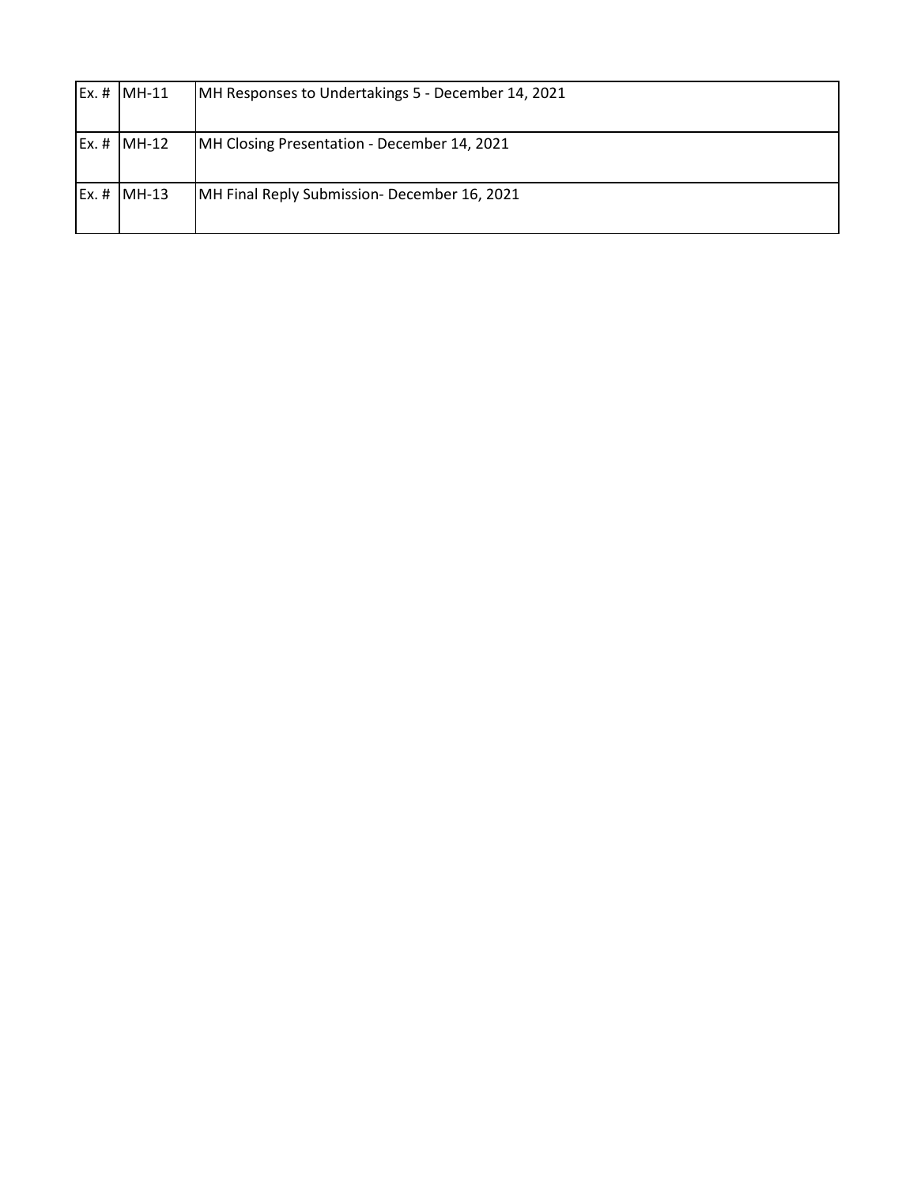| Ex. # | MH-11 | MH Responses to Undertakings 5 - December 14, 2021 |
|---|---|---|
| Ex. # | MH-12 | MH Closing Presentation - December 14, 2021 |
| Ex. # | MH-13 | MH Final Reply Submission- December 16, 2021 |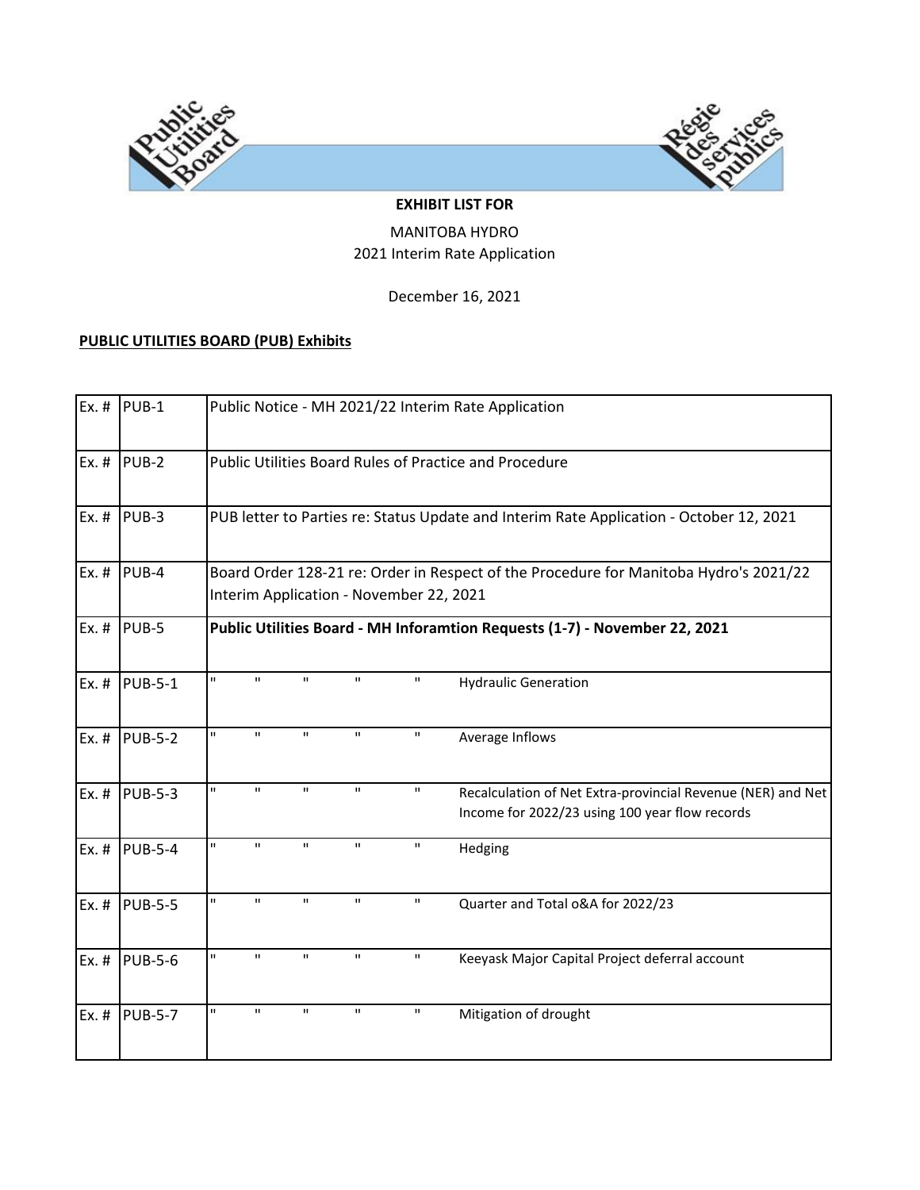**EXHIBIT LIST FOR**

MANITOBA HYDRO

2021 Interim Rate Application

December 16, 2021

**PUBLIC UTILITIES BOARD (PUB) Exhibits**

| | | | | | | | |
|---|---|---|---|---|---|---|---|
| Ex. # | PUB-1 | Public Notice - MH 2021/22 Interim Rate Application | | | | | |
| Ex. # | PUB-2 | Public Utilities Board Rules of Practice and Procedure | | | | | |
| Ex. # | PUB-3 | PUB letter to Parties re: Status Update and Interim Rate Application - October 12, 2021 | | | | | |
| Ex. # | PUB-4 | Board Order 128-21 re: Order in Respect of the Procedure for Manitoba Hydro's 2021/22 Interim Application - November 22, 2021 | | | | | |
| Ex. # | PUB-5 | **Public Utilities Board - MH Inforamtion Requests (1-7) - November 22, 2021** | | | | | |
| Ex. # | PUB-5-1 | " | " | " | " | " | Hydraulic Generation |
| Ex. # | PUB-5-2 | " | " | " | " | " | Average Inflows |
| Ex. # | PUB-5-3 | " | " | " | " | " | Recalculation of Net Extra-provincial Revenue (NER) and Net Income for 2022/23 using 100 year flow records |
| Ex. # | PUB-5-4 | " | " | " | " | " | Hedging |
| Ex. # | PUB-5-5 | " | " | " | " | " | Quarter and Total o&A for 2022/23 |
| Ex. # | PUB-5-6 | " | " | " | " | " | Keeyask Major Capital Project deferral account |
| Ex. # | PUB-5-7 | " | " | " | " | " | Mitigation of drought |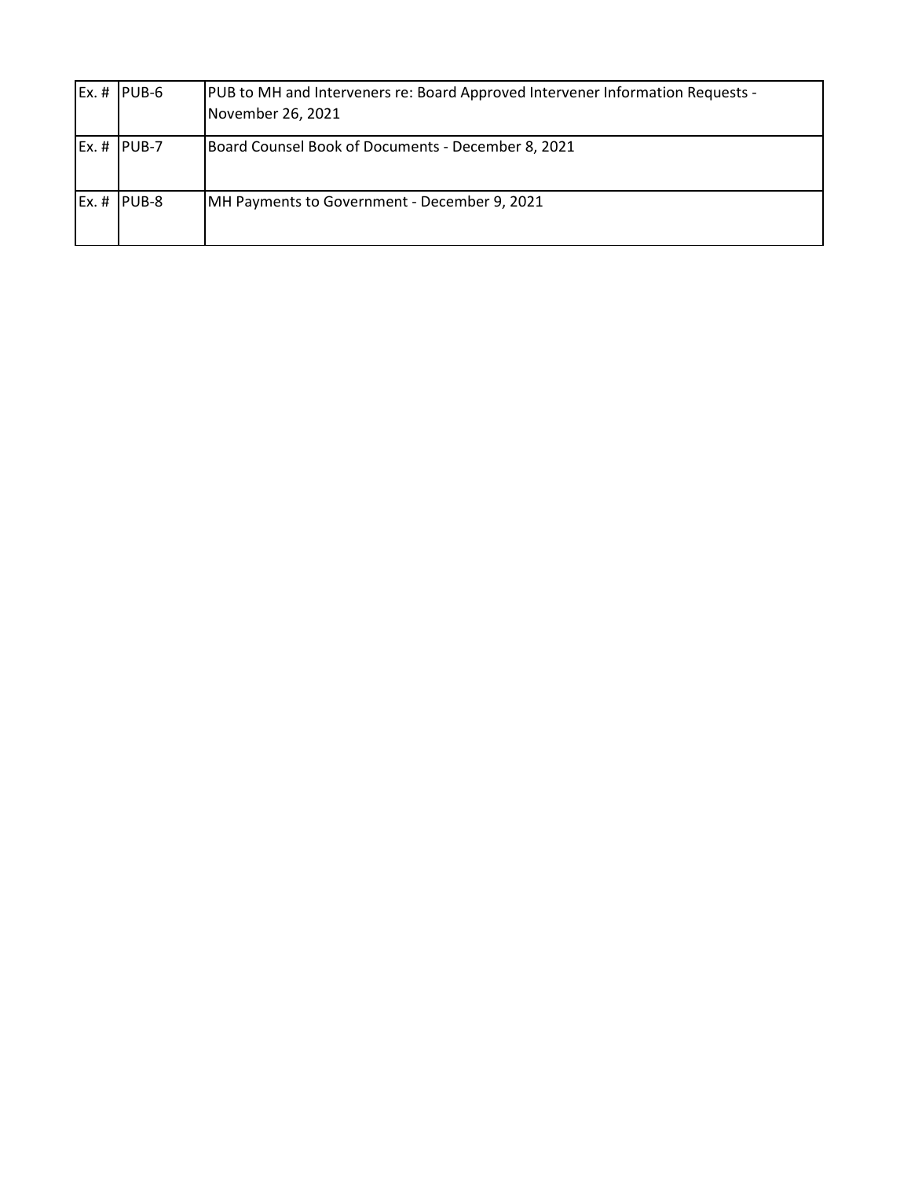| Ex. # | PUB-6 | PUB to MH and Interveners re: Board Approved Intervener Information Requests - November 26, 2021 |
|---|---|---|
| Ex. # | PUB-7 | Board Counsel Book of Documents - December 8, 2021 |
| Ex. # | PUB-8 | MH Payments to Government - December 9, 2021 |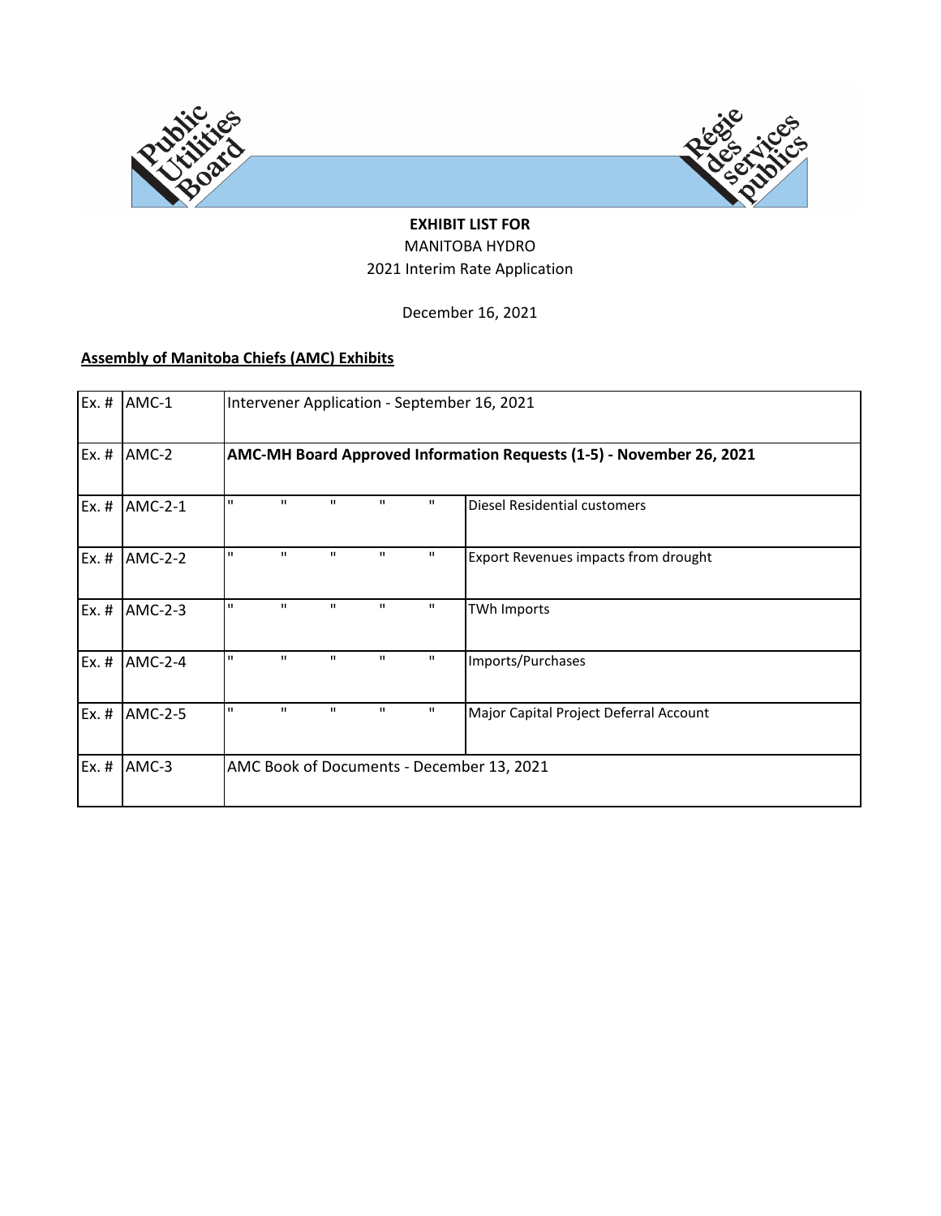**EXHIBIT LIST FOR**
MANITOBA HYDRO
2021 Interim Rate Application

December 16, 2021

**Assembly of Manitoba Chiefs (AMC) Exhibits**

| | | | |
|---|---|---|---|
| Ex. # | AMC-1 | Intervener Application - September 16, 2021 | |
| Ex. # | AMC-2 | **AMC-MH Board Approved Information Requests (1-5) - November 26, 2021** | |
| Ex. # | AMC-2-1 | " " " " " | Diesel Residential customers |
| Ex. # | AMC-2-2 | " " " " " | Export Revenues impacts from drought |
| Ex. # | AMC-2-3 | " " " " " | TWh Imports |
| Ex. # | AMC-2-4 | " " " " " | Imports/Purchases |
| Ex. # | AMC-2-5 | " " " " " | Major Capital Project Deferral Account |
| Ex. # | AMC-3 | AMC Book of Documents - December 13, 2021 | |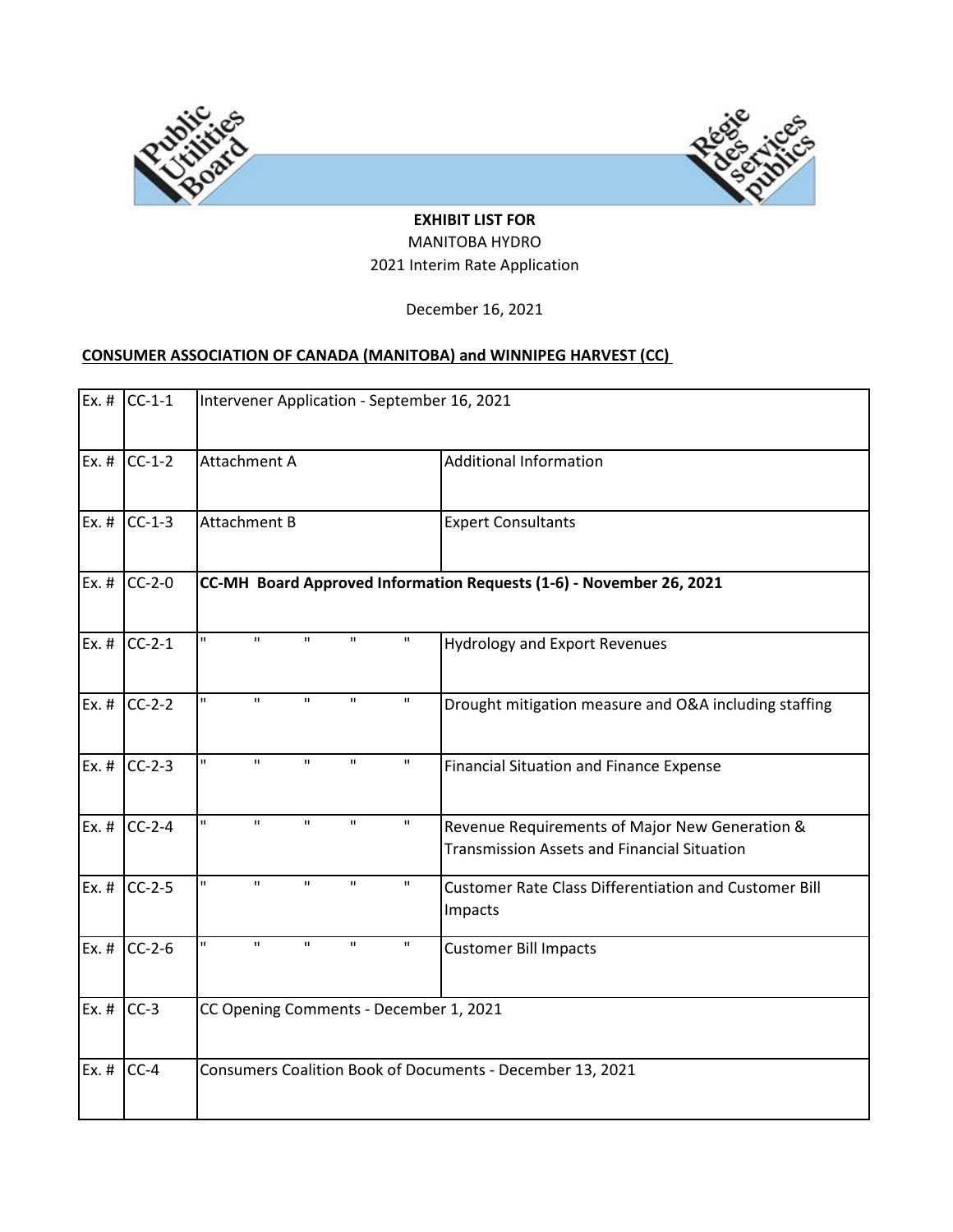**EXHIBIT LIST FOR**
MANITOBA HYDRO
2021 Interim Rate Application

December 16, 2021

**CONSUMER ASSOCIATION OF CANADA (MANITOBA) and WINNIPEG HARVEST (CC)**

| | | | |
|---|---|---|---|
| Ex. # | CC-1-1 | Intervener Application - September 16, 2021 | |
| Ex. # | CC-1-2 | Attachment A | Additional Information |
| Ex. # | CC-1-3 | Attachment B | Expert Consultants |
| Ex. # | CC-2-0 | **CC-MH Board Approved Information Requests (1-6) - November 26, 2021** | |
| Ex. # | CC-2-1 | " " " " " | Hydrology and Export Revenues |
| Ex. # | CC-2-2 | " " " " " | Drought mitigation measure and O&A including staffing |
| Ex. # | CC-2-3 | " " " " " | Financial Situation and Finance Expense |
| Ex. # | CC-2-4 | " " " " " | Revenue Requirements of Major New Generation & Transmission Assets and Financial Situation |
| Ex. # | CC-2-5 | " " " " " | Customer Rate Class Differentiation and Customer Bill Impacts |
| Ex. # | CC-2-6 | " " " " " | Customer Bill Impacts |
| Ex. # | CC-3 | CC Opening Comments - December 1, 2021 | |
| Ex. # | CC-4 | Consumers Coalition Book of Documents - December 13, 2021 | |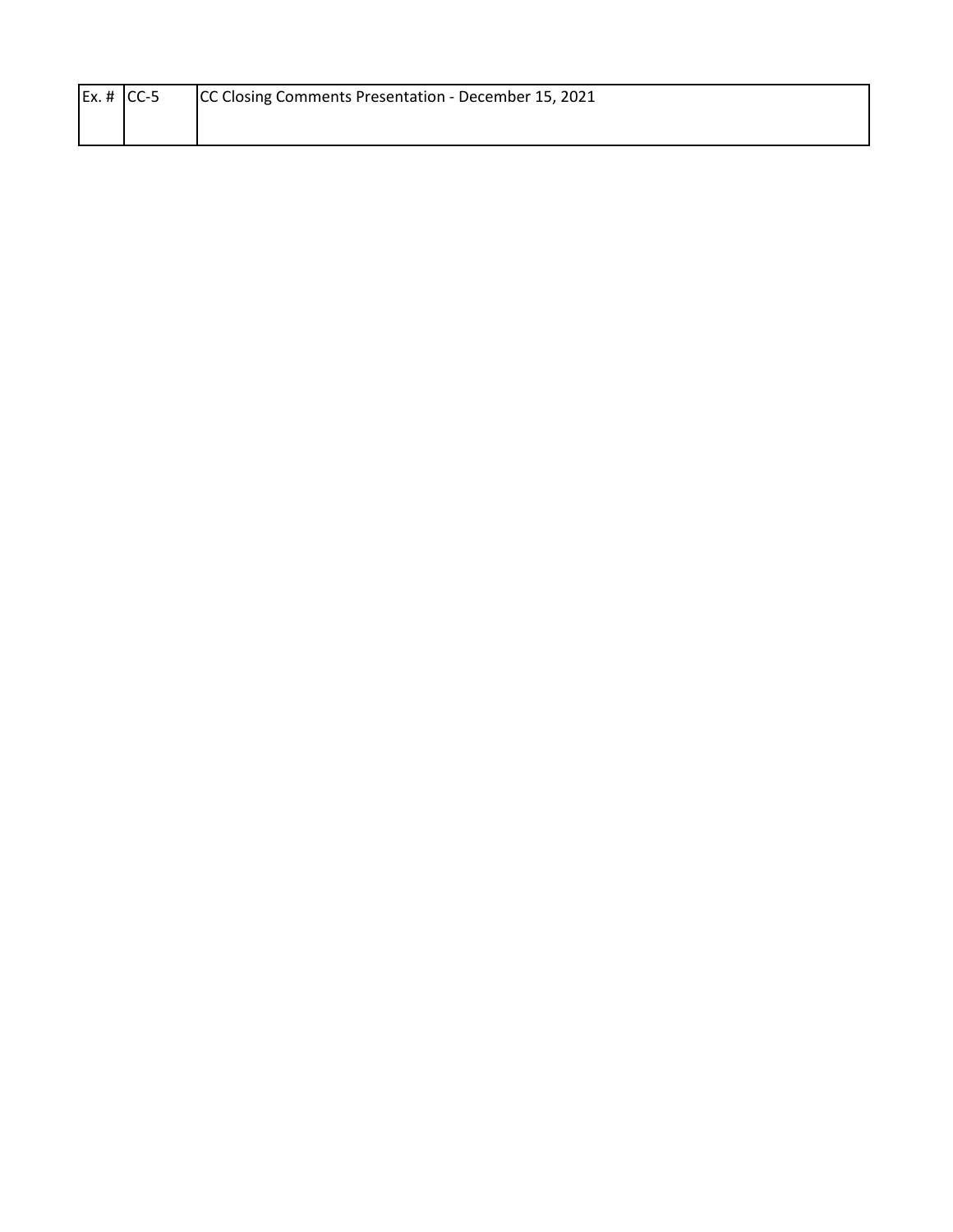| Ex. # | CC-5 | CC Closing Comments Presentation - December 15, 2021 |
| --- | --- | --- |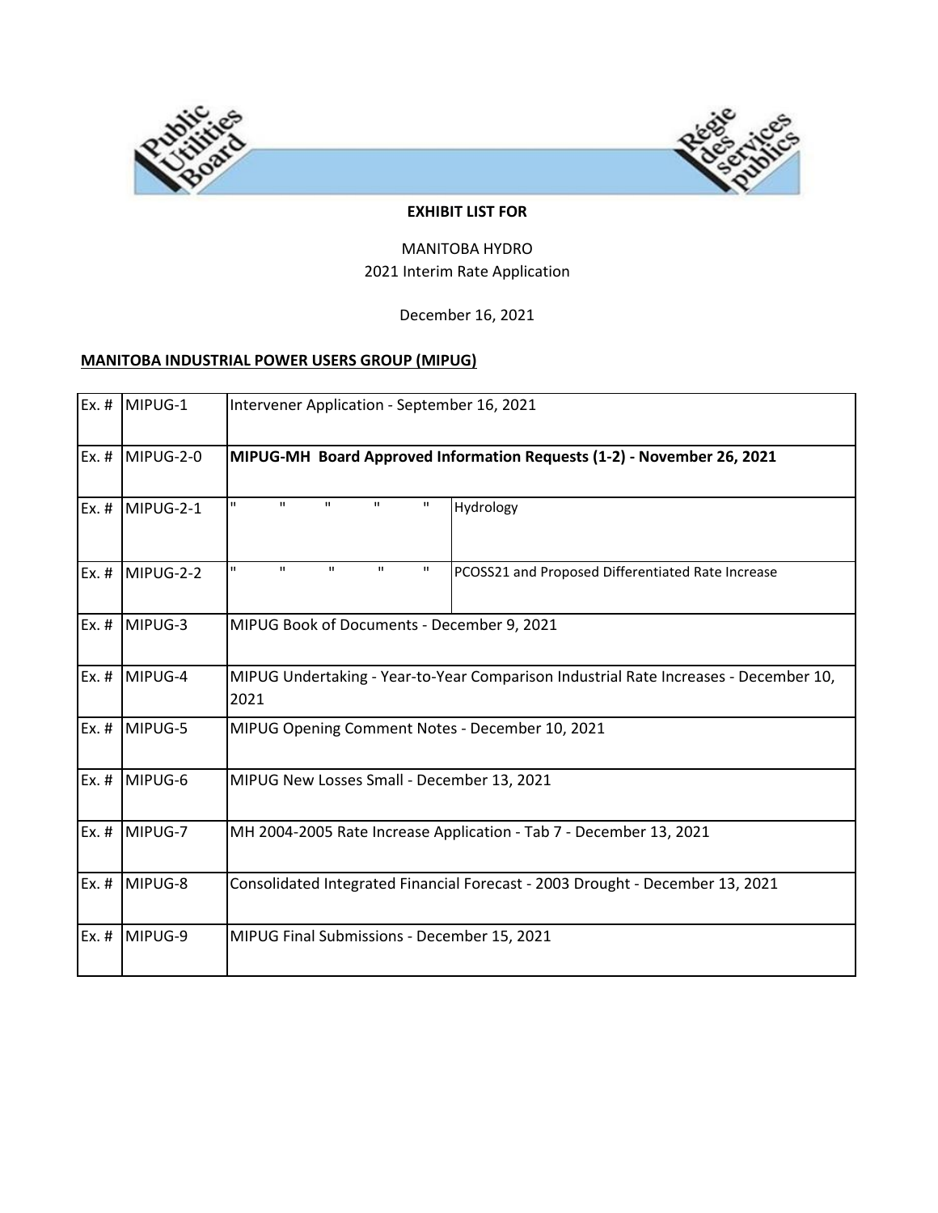**EXHIBIT LIST FOR**

MANITOBA HYDRO
2021 Interim Rate Application

December 16, 2021

**MANITOBA INDUSTRIAL POWER USERS GROUP (MIPUG)**

| | | | |
|---|---|---|---|
| Ex. # | MIPUG-1 | Intervener Application - September 16, 2021 | |
| Ex. # | MIPUG-2-0 | **MIPUG-MH Board Approved Information Requests (1-2) - November 26, 2021** | |
| Ex. # | MIPUG-2-1 | " " " " " | Hydrology |
| Ex. # | MIPUG-2-2 | " " " " " | PCOSS21 and Proposed Differentiated Rate Increase |
| Ex. # | MIPUG-3 | MIPUG Book of Documents - December 9, 2021 | |
| Ex. # | MIPUG-4 | MIPUG Undertaking - Year-to-Year Comparison Industrial Rate Increases - December 10, 2021 | |
| Ex. # | MIPUG-5 | MIPUG Opening Comment Notes - December 10, 2021 | |
| Ex. # | MIPUG-6 | MIPUG New Losses Small - December 13, 2021 | |
| Ex. # | MIPUG-7 | MH 2004-2005 Rate Increase Application - Tab 7 - December 13, 2021 | |
| Ex. # | MIPUG-8 | Consolidated Integrated Financial Forecast - 2003 Drought - December 13, 2021 | |
| Ex. # | MIPUG-9 | MIPUG Final Submissions - December 15, 2021 | |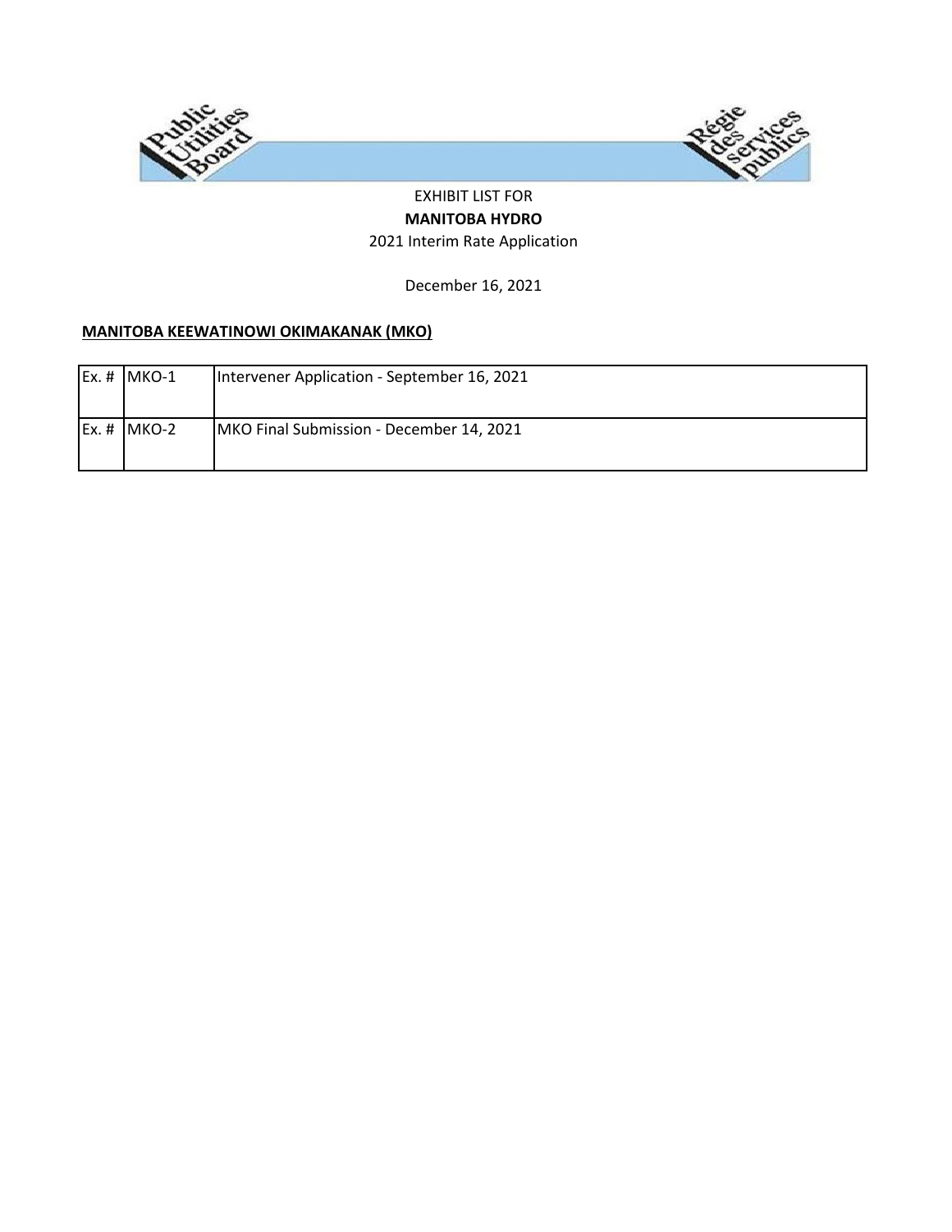EXHIBIT LIST FOR

**MANITOBA HYDRO**

2021 Interim Rate Application

December 16, 2021

**MANITOBA KEEWATINOWI OKIMAKANAK (MKO)**

| | | |
|---|---|---|
| Ex. # | MKO-1 | Intervener Application - September 16, 2021 |
| Ex. # | MKO-2 | MKO Final Submission - December 14, 2021 |